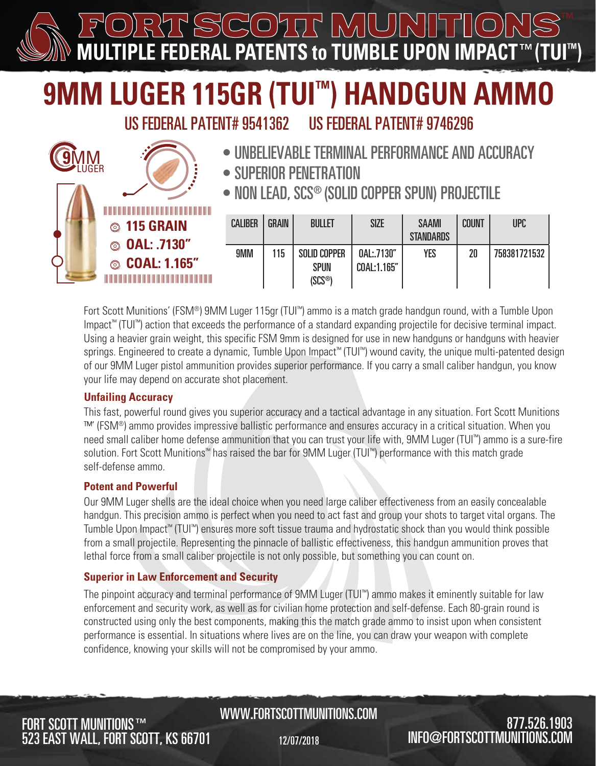# FORT SCOTT MUNITIONS™

## MULTIPLE FEDERAL PATENTS to TUMBLE UPON IMPACT™ (TUI™)

# 9MM LUGER 115GR (TUI™) HANDGUN AMMO

US FEDERAL PATENT# 9541362 US FEDERAL PATENT# 9746296

9MM LUGER

- 115 GRAIN
- OAL: .7130"
- COAL: 1.165"

- UNBELIEVABLE TERMINAL PERFORMANCE AND ACCURACY
- SUPERIOR PENETRATION
- NON LEAD, SCS® (SOLID COPPER SPUN) PROJECTILE

| CALIBER | GRAIN | BULLET | SIZE | SAAMI STANDARDS | COUNT | UPC |
|---|---|---|---|---|---|---|
| 9MM | 115 | SOLID COPPER SPUN (SCS®) | OAL:.7130" COAL:1.165" | YES | 20 | 758381721532 |

Fort Scott Munitions' (FSM®) 9MM Luger 115gr (TUI™) ammo is a match grade handgun round, with a Tumble Upon Impact™ (TUI™) action that exceeds the performance of a standard expanding projectile for decisive terminal impact. Using a heavier grain weight, this specific FSM 9mm is designed for use in new handguns or handguns with heavier springs. Engineered to create a dynamic, Tumble Upon Impact™ (TUI™) wound cavity, the unique multi-patented design of our 9MM Luger pistol ammunition provides superior performance. If you carry a small caliber handgun, you know your life may depend on accurate shot placement.

### Unfailing Accuracy

This fast, powerful round gives you superior accuracy and a tactical advantage in any situation. Fort Scott Munitions ™' (FSM®) ammo provides impressive ballistic performance and ensures accuracy in a critical situation. When you need small caliber home defense ammunition that you can trust your life with, 9MM Luger (TUI™) ammo is a sure-fire solution. Fort Scott Munitions™ has raised the bar for 9MM Luger (TUI™) performance with this match grade self-defense ammo.

### Potent and Powerful

Our 9MM Luger shells are the ideal choice when you need large caliber effectiveness from an easily concealable handgun. This precision ammo is perfect when you need to act fast and group your shots to target vital organs. The Tumble Upon Impact™ (TUI™) ensures more soft tissue trauma and hydrostatic shock than you would think possible from a small projectile. Representing the pinnacle of ballistic effectiveness, this handgun ammunition proves that lethal force from a small caliber projectile is not only possible, but something you can count on.

### Superior in Law Enforcement and Security

The pinpoint accuracy and terminal performance of 9MM Luger (TUI™) ammo makes it eminently suitable for law enforcement and security work, as well as for civilian home protection and self-defense. Each 80-grain round is constructed using only the best components, making this the match grade ammo to insist upon when consistent performance is essential. In situations where lives are on the line, you can draw your weapon with complete confidence, knowing your skills will not be compromised by your ammo.

FORT SCOTT MUNITIONS™
523 EAST WALL, FORT SCOTT, KS 66701

WWW.FORTSCOTTMUNITIONS.COM

12/07/2018

877.526.1903
INFO@FORTSCOTTMUNITIONS.COM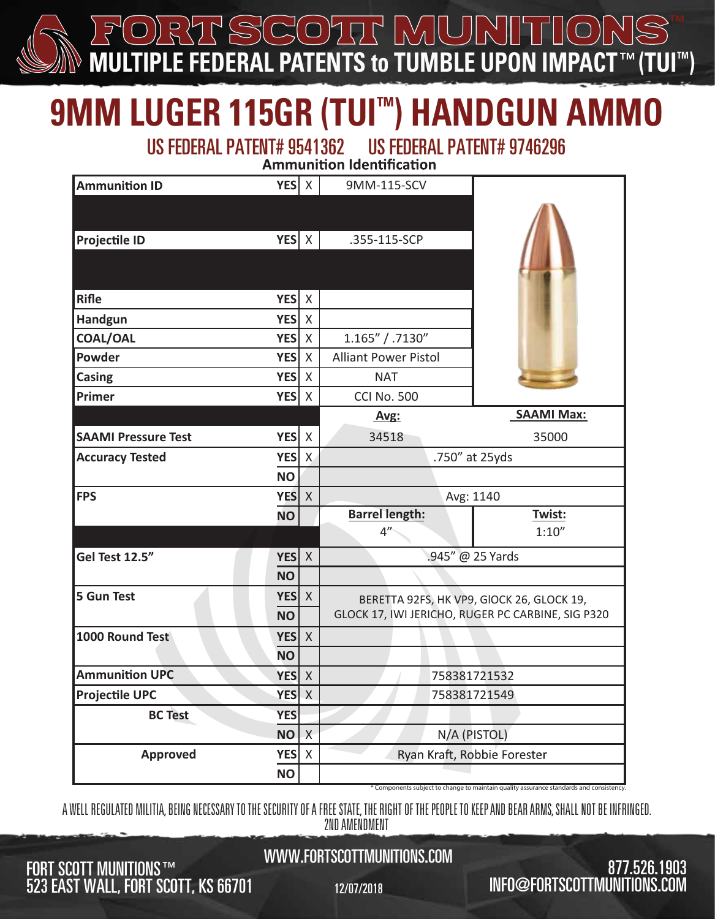# FORT SCOTT MUNITIONS™

## MULTIPLE FEDERAL PATENTS to TUMBLE UPON IMPACT™ (TUI™)

# 9MM LUGER 115GR (TUI™) HANDGUN AMMO

## US FEDERAL PATENT# 9541362 US FEDERAL PATENT# 9746296

### Ammunition Identification

| | | | | |
|---|---|---|---|---|
| **Ammunition ID** | **YES** | X | 9MM-115-SCV | |
| **Projectile ID** | **YES** | X | .355-115-SCP | |
| **Rifle** | **YES** | X | | |
| **Handgun** | **YES** | X | | |
| **COAL/OAL** | **YES** | X | 1.165" / .7130" | |
| **Powder** | **YES** | X | Alliant Power Pistol | |
| **Casing** | **YES** | X | NAT | |
| **Primer** | **YES** | X | CCI No. 500 | |
| | | | **Avg:** | **SAAMI Max:** |
| **SAAMI Pressure Test** | **YES** | X | 34518 | 35000 |
| **Accuracy Tested** | **YES** | X | .750" at 25yds | |
| | **NO** | | | |
| **FPS** | **YES** | X | Avg: 1140 | |
| | **NO** | | **Barrel length:** 4" | **Twist:** 1:10" |
| **Gel Test 12.5"** | **YES** | X | .945" @ 25 Yards | |
| | **NO** | | | |
| **5 Gun Test** | **YES** | X | BERETTA 92FS, HK VP9, GlOCK 26, GLOCK 19, GLOCK 17, IWI JERICHO, RUGER PC CARBINE, SIG P320 | |
| | **NO** | | | |
| **1000 Round Test** | **YES** | X | | |
| | **NO** | | | |
| **Ammunition UPC** | **YES** | X | 758381721532 | |
| **Projectile UPC** | **YES** | X | 758381721549 | |
| **BC Test** | **YES** | | | |
| | **NO** | X | N/A (PISTOL) | |
| **Approved** | **YES** | X | Ryan Kraft, Robbie Forester | |
| | **NO** | | | |

\* Components subject to change to maintain quality assurance standards and consistency.

A WELL REGULATED MILITIA, BEING NECESSARY TO THE SECURITY OF A FREE STATE, THE RIGHT OF THE PEOPLE TO KEEP AND BEAR ARMS, SHALL NOT BE INFRINGED.
2ND AMENDMENT

FORT SCOTT MUNITIONS™
523 EAST WALL, FORT SCOTT, KS 66701

WWW.FORTSCOTTMUNITIONS.COM

12/07/2018

877.526.1903
INFO@FORTSCOTTMUNITIONS.COM